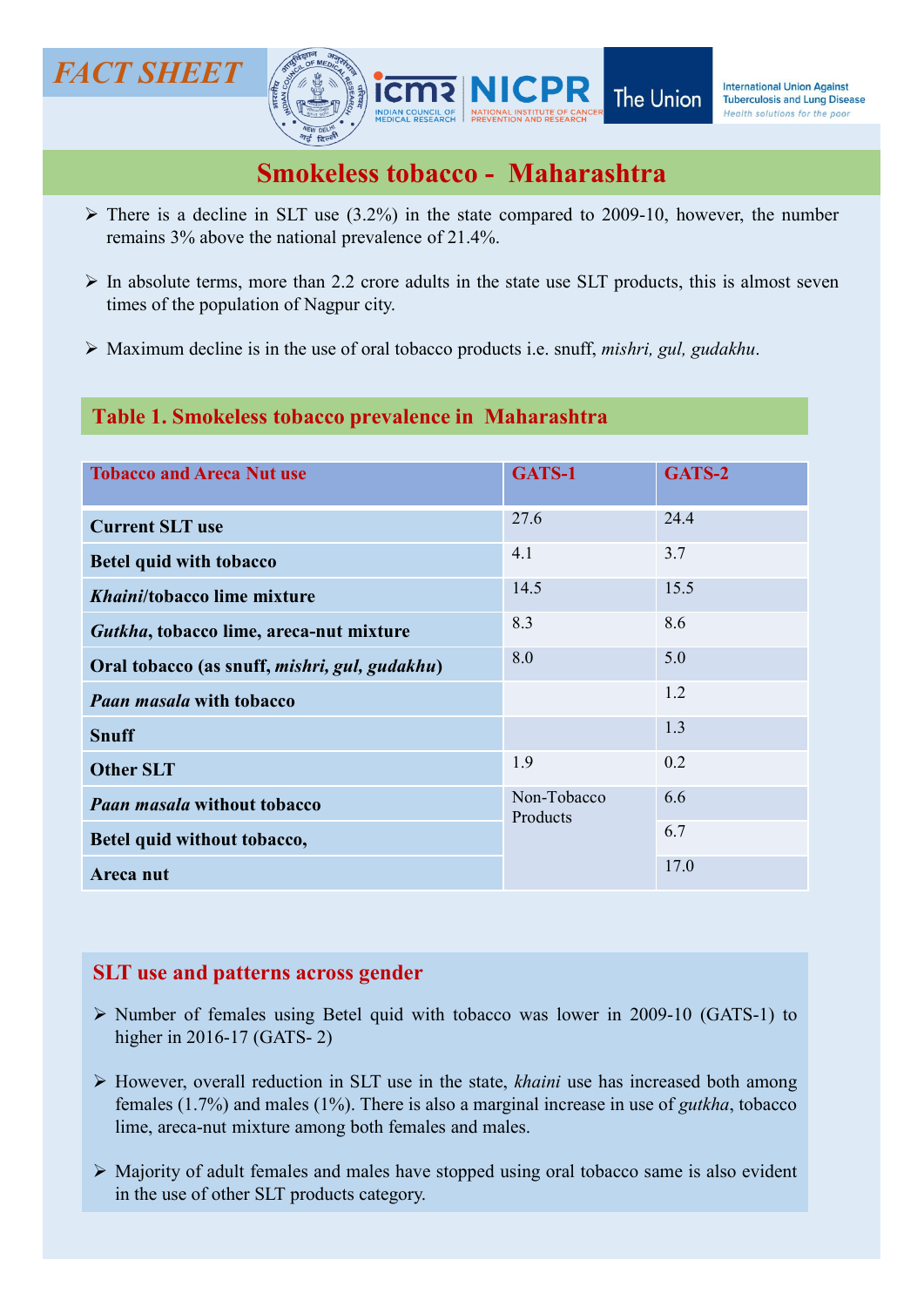FACT SHEET

# Smokeless tobacco - Maharashtra

- There is a decline in SLT use (3.2%) in the state compared to 2009-10, however, the number remains 3% above the national prevalence of 21.4%.
- In absolute terms, more than 2.2 crore adults in the state use SLT products, this is almost seven times of the population of Nagpur city.
- Maximum decline is in the use of oral tobacco products i.e. snuff, *mishri, gul, gudakhu*.

## Table 1. Smokeless tobacco prevalence in Maharashtra

| Tobacco and Areca Nut use | GATS-1 | GATS-2 |
|---|---|---|
| **Current SLT use** | 27.6 | 24.4 |
| **Betel quid with tobacco** | 4.1 | 3.7 |
| ***Khaini*/tobacco lime mixture** | 14.5 | 15.5 |
| ***Gutkha*, tobacco lime, areca-nut mixture** | 8.3 | 8.6 |
| **Oral tobacco (as snuff, *mishri, gul, gudakhu*)** | 8.0 | 5.0 |
| ***Paan masala* with tobacco** | | 1.2 |
| **Snuff** | | 1.3 |
| **Other SLT** | 1.9 | 0.2 |
| ***Paan masala* without tobacco** | Non-Tobacco Products | 6.6 |
| **Betel quid without tobacco,** | | 6.7 |
| **Areca nut** | | 17.0 |

## SLT use and patterns across gender

- Number of females using Betel quid with tobacco was lower in 2009-10 (GATS-1) to higher in 2016-17 (GATS- 2)
- However, overall reduction in SLT use in the state, *khaini* use has increased both among females (1.7%) and males (1%). There is also a marginal increase in use of *gutkha*, tobacco lime, areca-nut mixture among both females and males.
- Majority of adult females and males have stopped using oral tobacco same is also evident in the use of other SLT products category.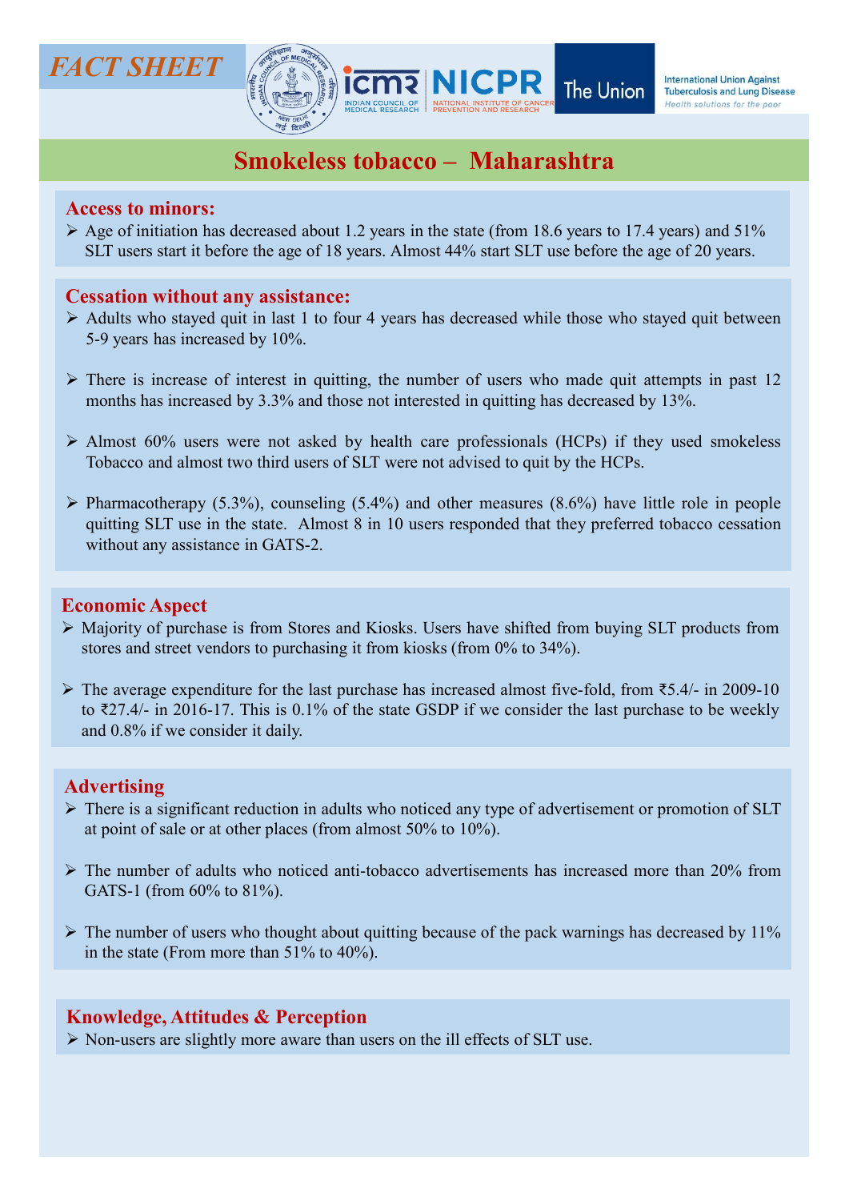*FACT SHEET*

# Smokeless tobacco – Maharashtra

## Access to minors:

- Age of initiation has decreased about 1.2 years in the state (from 18.6 years to 17.4 years) and 51% SLT users start it before the age of 18 years. Almost 44% start SLT use before the age of 20 years.

## Cessation without any assistance:

- Adults who stayed quit in last 1 to four 4 years has decreased while those who stayed quit between 5-9 years has increased by 10%.
- There is increase of interest in quitting, the number of users who made quit attempts in past 12 months has increased by 3.3% and those not interested in quitting has decreased by 13%.
- Almost 60% users were not asked by health care professionals (HCPs) if they used smokeless Tobacco and almost two third users of SLT were not advised to quit by the HCPs.
- Pharmacotherapy (5.3%), counseling (5.4%) and other measures (8.6%) have little role in people quitting SLT use in the state. Almost 8 in 10 users responded that they preferred tobacco cessation without any assistance in GATS-2.

## Economic Aspect

- Majority of purchase is from Stores and Kiosks. Users have shifted from buying SLT products from stores and street vendors to purchasing it from kiosks (from 0% to 34%).
- The average expenditure for the last purchase has increased almost five-fold, from ₹5.4/- in 2009-10 to ₹27.4/- in 2016-17. This is 0.1% of the state GSDP if we consider the last purchase to be weekly and 0.8% if we consider it daily.

## Advertising

- There is a significant reduction in adults who noticed any type of advertisement or promotion of SLT at point of sale or at other places (from almost 50% to 10%).
- The number of adults who noticed anti-tobacco advertisements has increased more than 20% from GATS-1 (from 60% to 81%).
- The number of users who thought about quitting because of the pack warnings has decreased by 11% in the state (From more than 51% to 40%).

## Knowledge, Attitudes & Perception

- Non-users are slightly more aware than users on the ill effects of SLT use.